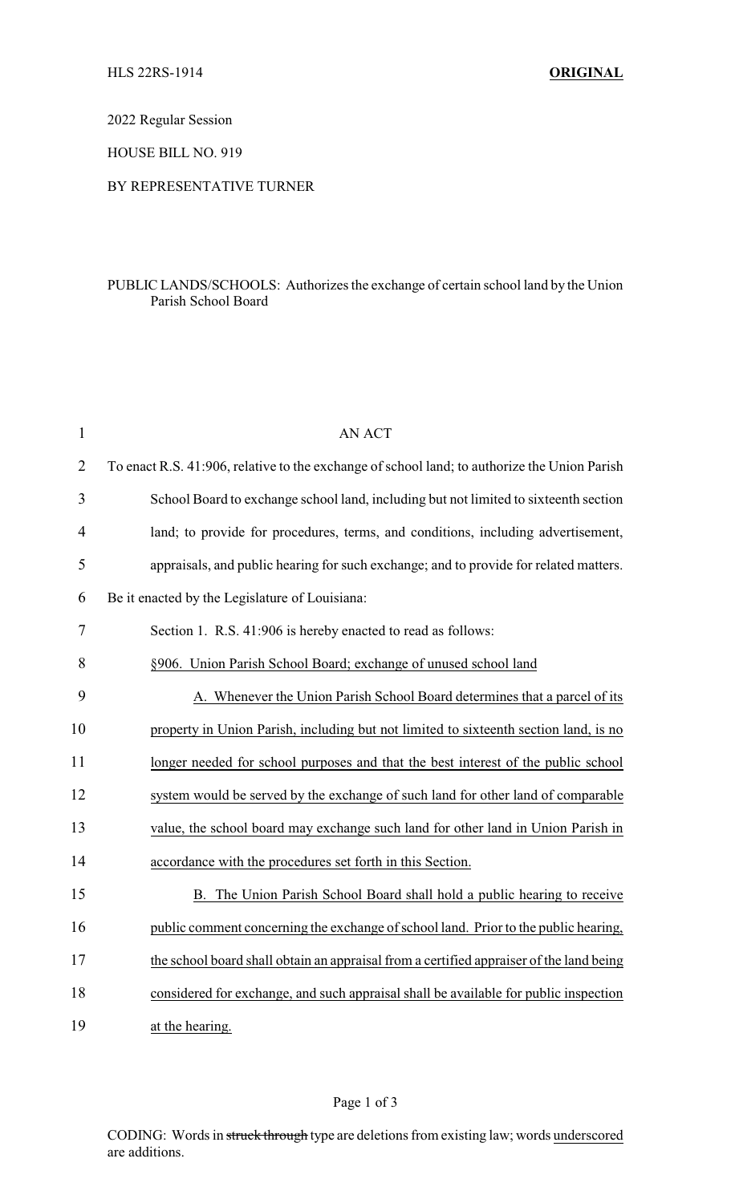HLS 22RS-1914 **ORIGINAL**

2022 Regular Session

HOUSE BILL NO. 919

BY REPRESENTATIVE TURNER

PUBLIC LANDS/SCHOOLS: Authorizes the exchange of certain school land by the Union Parish School Board

AN ACT

To enact R.S. 41:906, relative to the exchange of school land; to authorize the Union Parish School Board to exchange school land, including but not limited to sixteenth section land; to provide for procedures, terms, and conditions, including advertisement, appraisals, and public hearing for such exchange; and to provide for related matters.

Be it enacted by the Legislature of Louisiana:

Section 1. R.S. 41:906 is hereby enacted to read as follows:

§906. Union Parish School Board; exchange of unused school land

A. Whenever the Union Parish School Board determines that a parcel of its property in Union Parish, including but not limited to sixteenth section land, is no longer needed for school purposes and that the best interest of the public school system would be served by the exchange of such land for other land of comparable value, the school board may exchange such land for other land in Union Parish in accordance with the procedures set forth in this Section.

B. The Union Parish School Board shall hold a public hearing to receive public comment concerning the exchange of school land. Prior to the public hearing, the school board shall obtain an appraisal from a certified appraiser of the land being considered for exchange, and such appraisal shall be available for public inspection at the hearing.

CODING: Words in ~~struck through~~ type are deletions from existing law; words underscored are additions.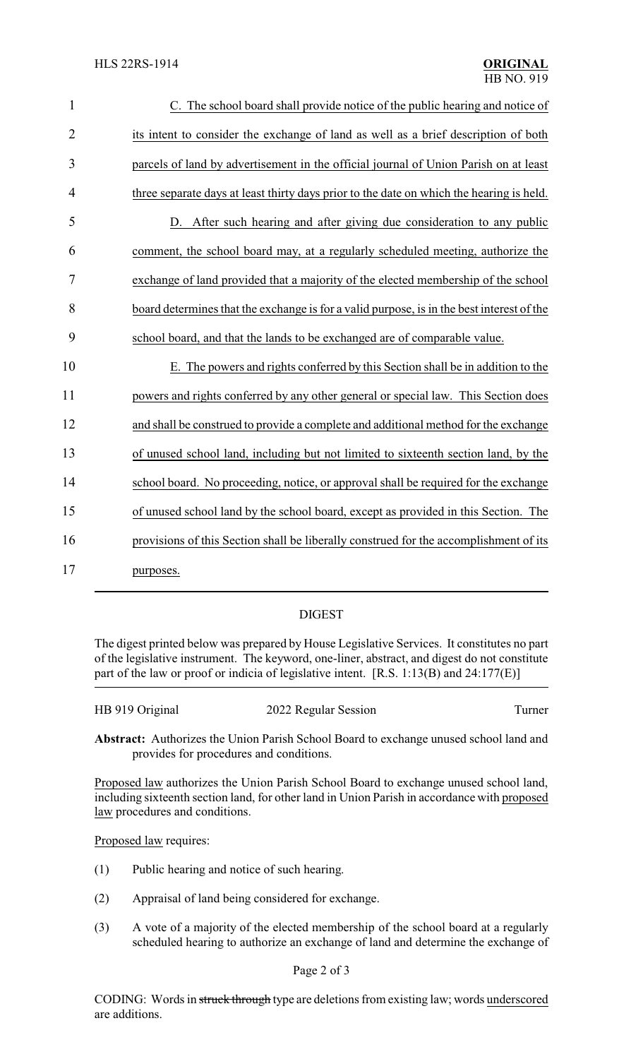C. The school board shall provide notice of the public hearing and notice of its intent to consider the exchange of land as well as a brief description of both parcels of land by advertisement in the official journal of Union Parish on at least three separate days at least thirty days prior to the date on which the hearing is held.

D. After such hearing and after giving due consideration to any public comment, the school board may, at a regularly scheduled meeting, authorize the exchange of land provided that a majority of the elected membership of the school board determines that the exchange is for a valid purpose, is in the best interest of the school board, and that the lands to be exchanged are of comparable value.

E. The powers and rights conferred by this Section shall be in addition to the powers and rights conferred by any other general or special law. This Section does and shall be construed to provide a complete and additional method for the exchange of unused school land, including but not limited to sixteenth section land, by the school board. No proceeding, notice, or approval shall be required for the exchange of unused school land by the school board, except as provided in this Section. The provisions of this Section shall be liberally construed for the accomplishment of its purposes.

## DIGEST

The digest printed below was prepared by House Legislative Services. It constitutes no part of the legislative instrument. The keyword, one-liner, abstract, and digest do not constitute part of the law or proof or indicia of legislative intent. [R.S. 1:13(B) and 24:177(E)]

HB 919 Original — 2022 Regular Session — Turner

**Abstract:** Authorizes the Union Parish School Board to exchange unused school land and provides for procedures and conditions.

Proposed law authorizes the Union Parish School Board to exchange unused school land, including sixteenth section land, for other land in Union Parish in accordance with proposed law procedures and conditions.

Proposed law requires:

(1) Public hearing and notice of such hearing.

(2) Appraisal of land being considered for exchange.

(3) A vote of a majority of the elected membership of the school board at a regularly scheduled hearing to authorize an exchange of land and determine the exchange of

CODING: Words in ~~struck through~~ type are deletions from existing law; words underscored are additions.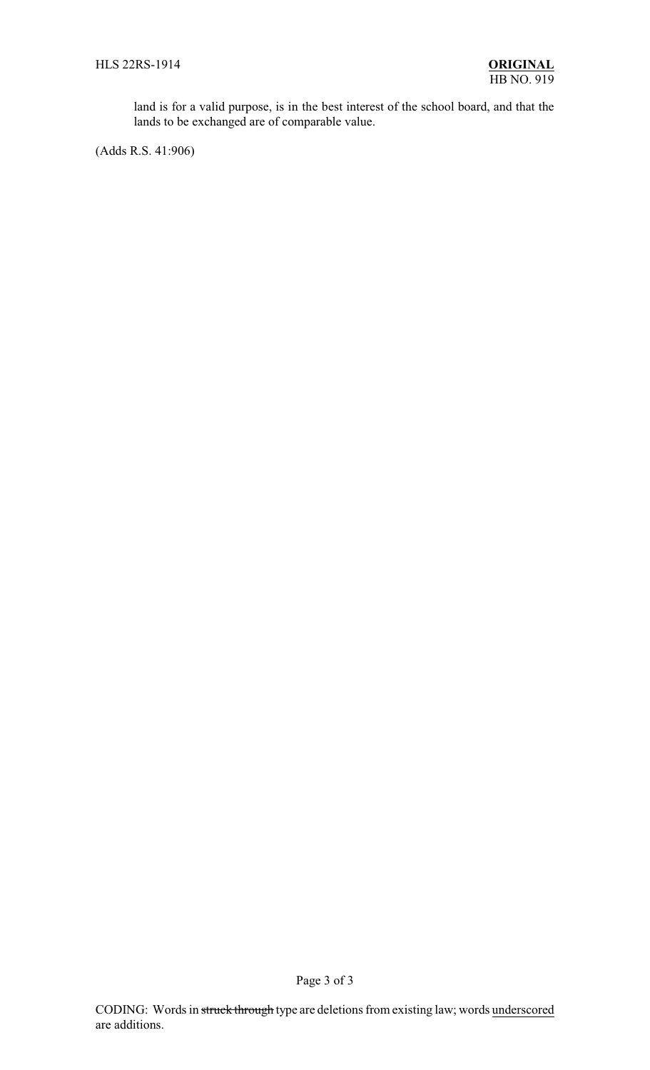land is for a valid purpose, is in the best interest of the school board, and that the lands to be exchanged are of comparable value.

(Adds R.S. 41:906)

CODING: Words in ~~struck through~~ type are deletions from existing law; words underscored are additions.